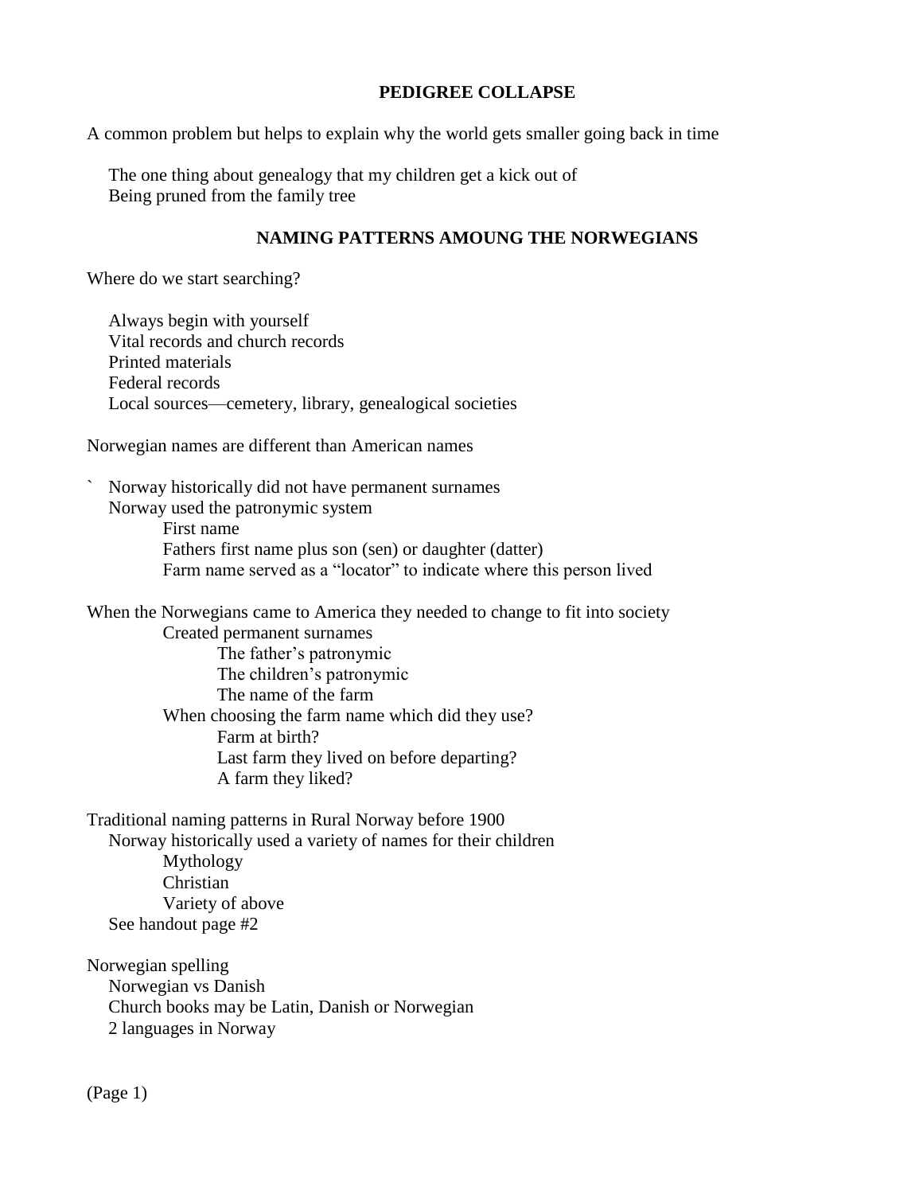## PEDIGREE COLLAPSE

A common problem but helps to explain why the world gets smaller going back in time

- The one thing about genealogy that my children get a kick out of
- Being pruned from the family tree

## NAMING PATTERNS AMOUNG THE NORWEGIANS

Where do we start searching?

- Always begin with yourself
- Vital records and church records
- Printed materials
- Federal records
- Local sources—cemetery, library, genealogical societies

Norwegian names are different than American names

- ` Norway historically did not have permanent surnames
- Norway used the patronymic system
  - First name
  - Fathers first name plus son (sen) or daughter (datter)
  - Farm name served as a "locator" to indicate where this person lived

When the Norwegians came to America they needed to change to fit into society

- Created permanent surnames
  - The father's patronymic
  - The children's patronymic
  - The name of the farm
- When choosing the farm name which did they use?
  - Farm at birth?
  - Last farm they lived on before departing?
  - A farm they liked?

Traditional naming patterns in Rural Norway before 1900

- Norway historically used a variety of names for their children
  - Mythology
  - Christian
  - Variety of above
- See handout page #2

Norwegian spelling

- Norwegian vs Danish
- Church books may be Latin, Danish or Norwegian
- 2 languages in Norway

(Page 1)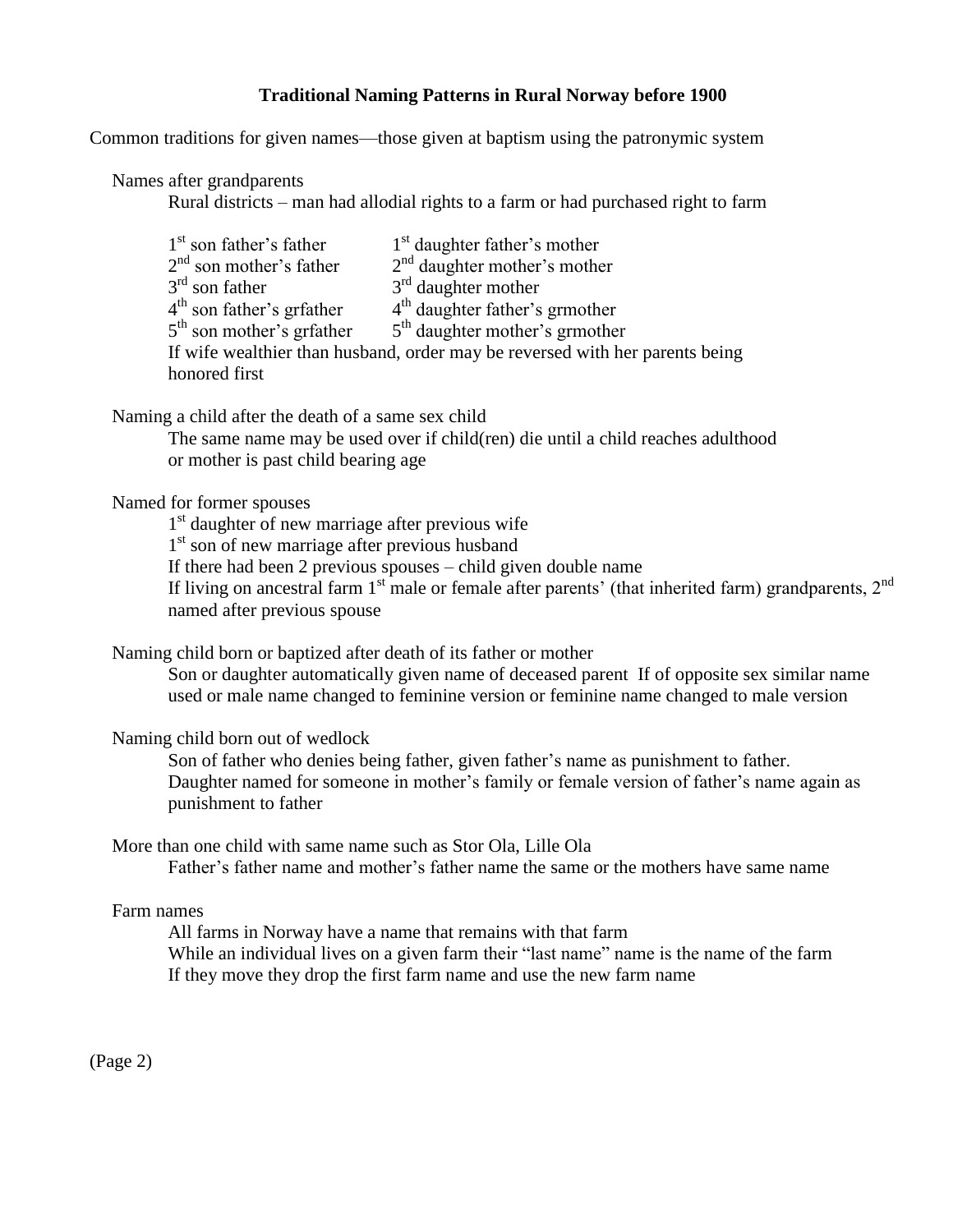**Traditional Naming Patterns in Rural Norway before 1900**

Common traditions for given names—those given at baptism using the patronymic system

Names after grandparents

Rural districts – man had allodial rights to a farm or had purchased right to farm

| | |
|---|---|
| 1st son father's father | 1st daughter father's mother |
| 2nd son mother's father | 2nd daughter mother's mother |
| 3rd son father | 3rd daughter mother |
| 4th son father's grfather | 4th daughter father's grmother |
| 5th son mother's grfather | 5th daughter mother's grmother |

If wife wealthier than husband, order may be reversed with her parents being honored first

Naming a child after the death of a same sex child

The same name may be used over if child(ren) die until a child reaches adulthood or mother is past child bearing age

Named for former spouses

1st daughter of new marriage after previous wife
1st son of new marriage after previous husband
If there had been 2 previous spouses – child given double name
If living on ancestral farm 1st male or female after parents' (that inherited farm) grandparents, 2nd named after previous spouse

Naming child born or baptized after death of its father or mother

Son or daughter automatically given name of deceased parent If of opposite sex similar name used or male name changed to feminine version or feminine name changed to male version

Naming child born out of wedlock

Son of father who denies being father, given father's name as punishment to father.
Daughter named for someone in mother's family or female version of father's name again as punishment to father

More than one child with same name such as Stor Ola, Lille Ola

Father's father name and mother's father name the same or the mothers have same name

Farm names

All farms in Norway have a name that remains with that farm
While an individual lives on a given farm their "last name" name is the name of the farm
If they move they drop the first farm name and use the new farm name